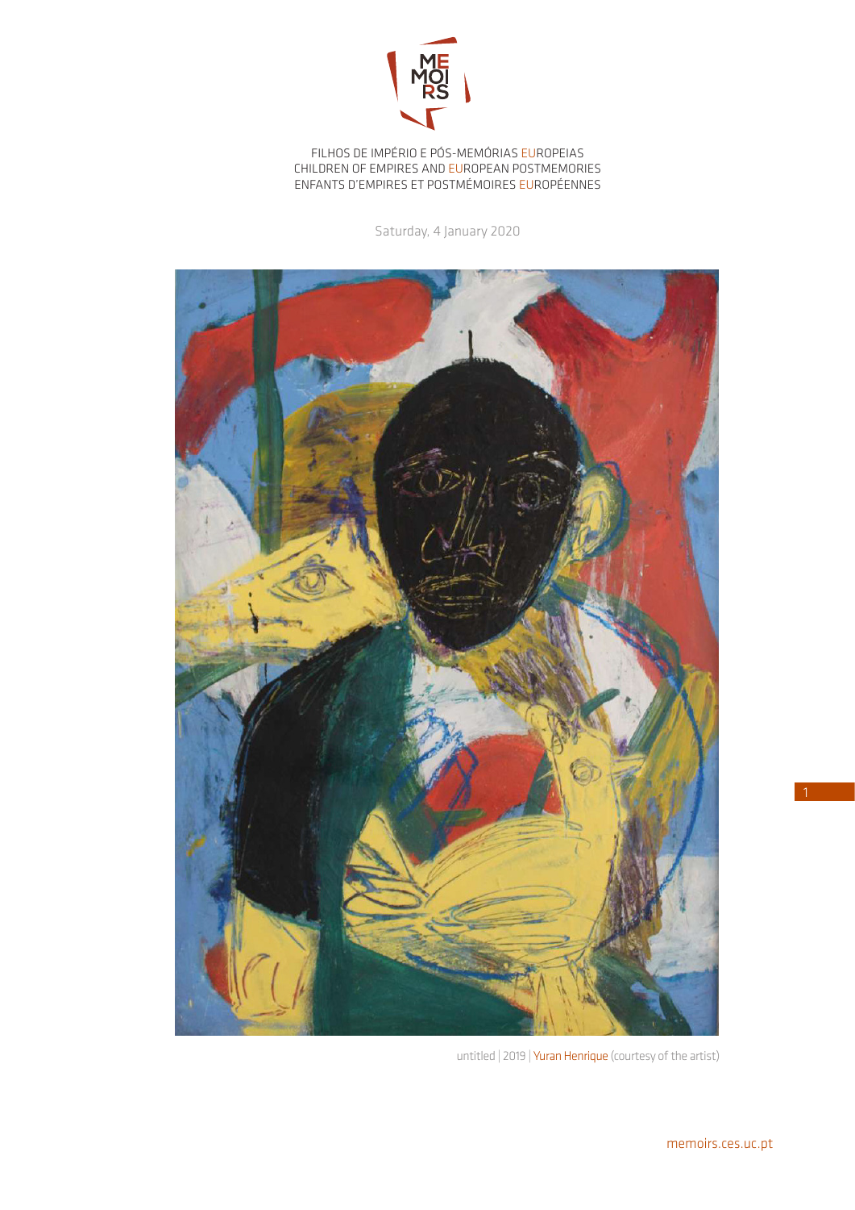MEMOIRS

FILHOS DE IMPÉRIO E PÓS-MEMÓRIAS EUROPEIAS
CHILDREN OF EMPIRES AND EUROPEAN POSTMEMORIES
ENFANTS D'EMPIRES ET POSTMÉMOIRES EUROPÉENNES

Saturday, 4 January 2020

untitled | 2019 | Yuran Henrique (courtesy of the artist)

memoirs.ces.uc.pt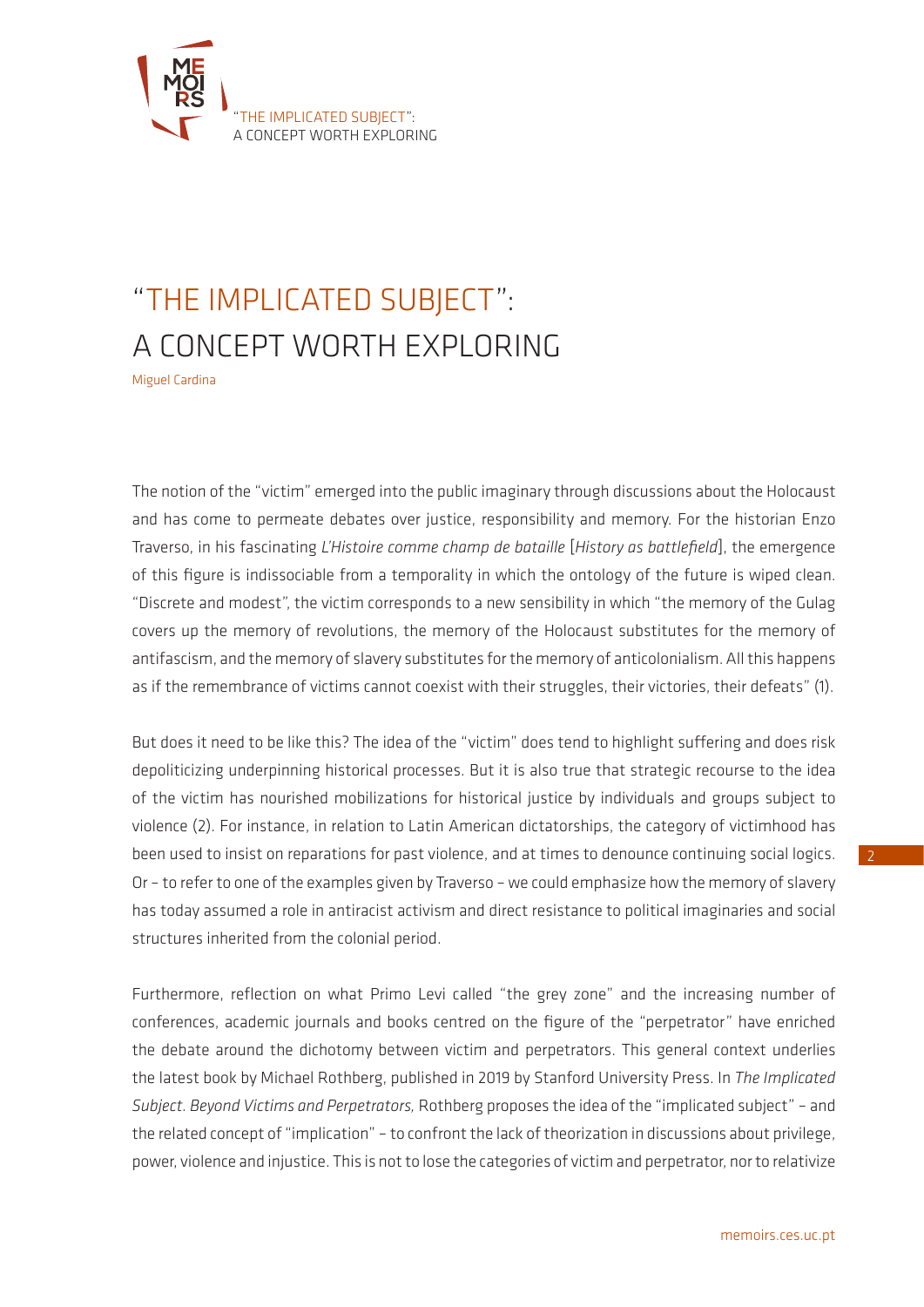# "THE IMPLICATED SUBJECT": A CONCEPT WORTH EXPLORING

Miguel Cardina

The notion of the "victim" emerged into the public imaginary through discussions about the Holocaust and has come to permeate debates over justice, responsibility and memory. For the historian Enzo Traverso, in his fascinating *L'Histoire comme champ de bataille* [*History as battlefield*], the emergence of this figure is indissociable from a temporality in which the ontology of the future is wiped clean. "Discrete and modest", the victim corresponds to a new sensibility in which "the memory of the Gulag covers up the memory of revolutions, the memory of the Holocaust substitutes for the memory of antifascism, and the memory of slavery substitutes for the memory of anticolonialism. All this happens as if the remembrance of victims cannot coexist with their struggles, their victories, their defeats" (1).

But does it need to be like this? The idea of the "victim" does tend to highlight suffering and does risk depoliticizing underpinning historical processes. But it is also true that strategic recourse to the idea of the victim has nourished mobilizations for historical justice by individuals and groups subject to violence (2). For instance, in relation to Latin American dictatorships, the category of victimhood has been used to insist on reparations for past violence, and at times to denounce continuing social logics. Or – to refer to one of the examples given by Traverso – we could emphasize how the memory of slavery has today assumed a role in antiracist activism and direct resistance to political imaginaries and social structures inherited from the colonial period.

Furthermore, reflection on what Primo Levi called "the grey zone" and the increasing number of conferences, academic journals and books centred on the figure of the "perpetrator" have enriched the debate around the dichotomy between victim and perpetrators. This general context underlies the latest book by Michael Rothberg, published in 2019 by Stanford University Press. In *The Implicated Subject. Beyond Victims and Perpetrators,* Rothberg proposes the idea of the "implicated subject" – and the related concept of "implication" – to confront the lack of theorization in discussions about privilege, power, violence and injustice. This is not to lose the categories of victim and perpetrator, nor to relativize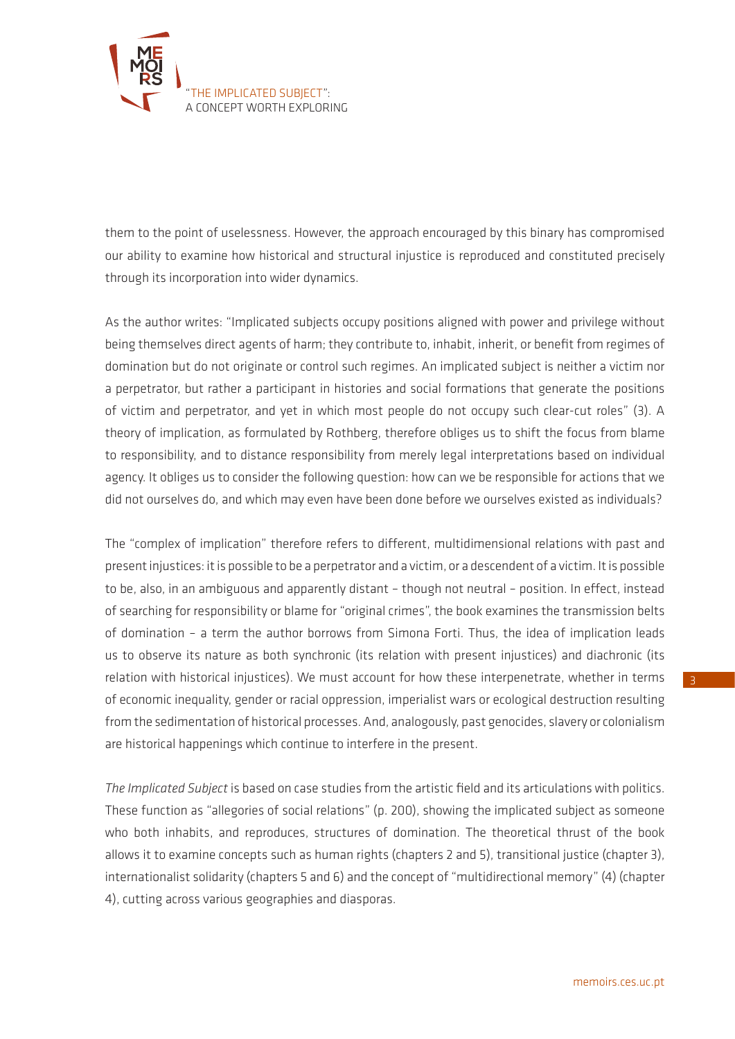them to the point of uselessness. However, the approach encouraged by this binary has compromised our ability to examine how historical and structural injustice is reproduced and constituted precisely through its incorporation into wider dynamics.

As the author writes: "Implicated subjects occupy positions aligned with power and privilege without being themselves direct agents of harm; they contribute to, inhabit, inherit, or benefit from regimes of domination but do not originate or control such regimes. An implicated subject is neither a victim nor a perpetrator, but rather a participant in histories and social formations that generate the positions of victim and perpetrator, and yet in which most people do not occupy such clear-cut roles" (3). A theory of implication, as formulated by Rothberg, therefore obliges us to shift the focus from blame to responsibility, and to distance responsibility from merely legal interpretations based on individual agency. It obliges us to consider the following question: how can we be responsible for actions that we did not ourselves do, and which may even have been done before we ourselves existed as individuals?

The "complex of implication" therefore refers to different, multidimensional relations with past and present injustices: it is possible to be a perpetrator and a victim, or a descendent of a victim. It is possible to be, also, in an ambiguous and apparently distant – though not neutral – position. In effect, instead of searching for responsibility or blame for "original crimes", the book examines the transmission belts of domination – a term the author borrows from Simona Forti. Thus, the idea of implication leads us to observe its nature as both synchronic (its relation with present injustices) and diachronic (its relation with historical injustices). We must account for how these interpenetrate, whether in terms of economic inequality, gender or racial oppression, imperialist wars or ecological destruction resulting from the sedimentation of historical processes. And, analogously, past genocides, slavery or colonialism are historical happenings which continue to interfere in the present.

*The Implicated Subject* is based on case studies from the artistic field and its articulations with politics. These function as "allegories of social relations" (p. 200), showing the implicated subject as someone who both inhabits, and reproduces, structures of domination. The theoretical thrust of the book allows it to examine concepts such as human rights (chapters 2 and 5), transitional justice (chapter 3), internationalist solidarity (chapters 5 and 6) and the concept of "multidirectional memory" (4) (chapter 4), cutting across various geographies and diasporas.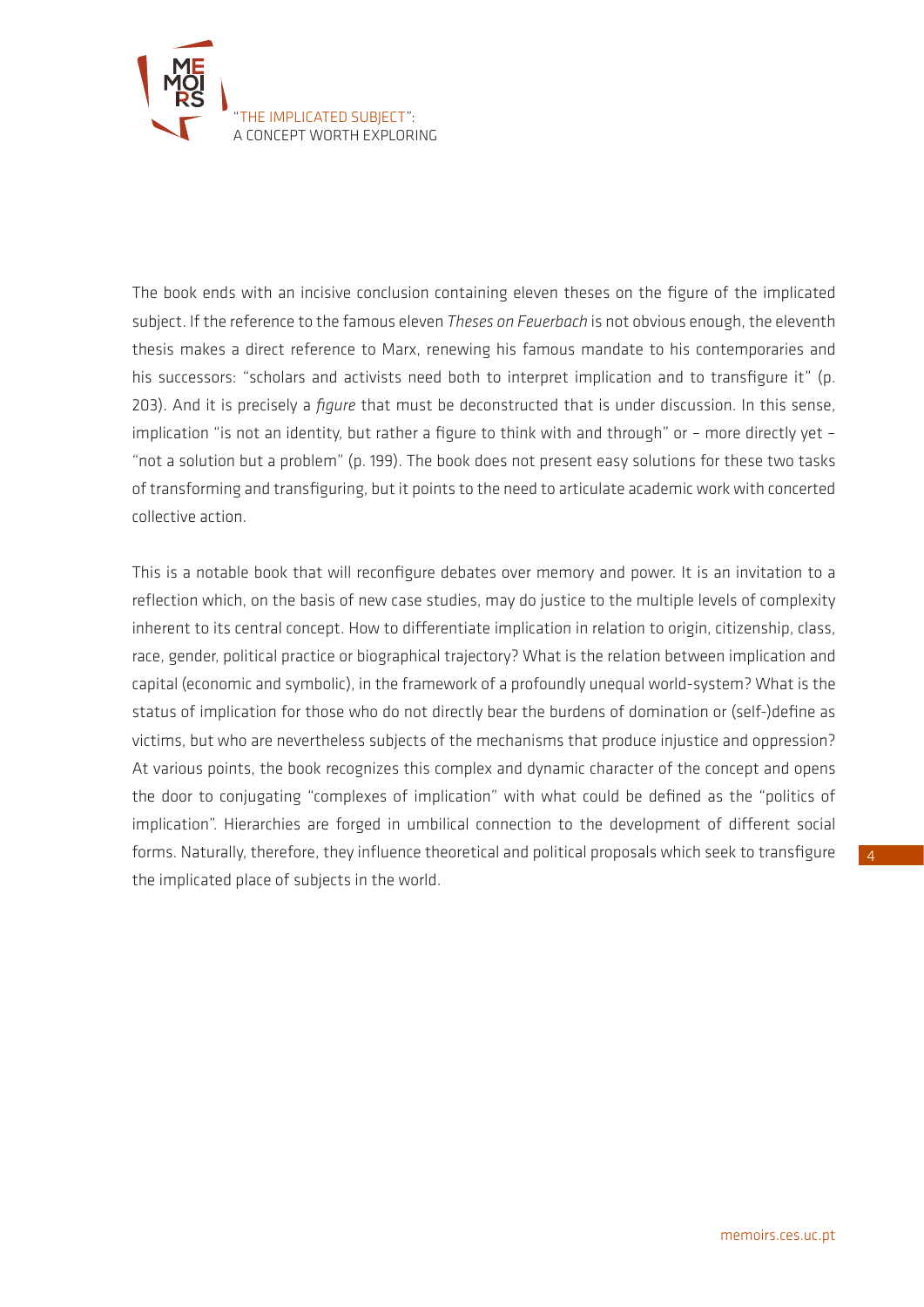The book ends with an incisive conclusion containing eleven theses on the figure of the implicated subject. If the reference to the famous eleven *Theses on Feuerbach* is not obvious enough, the eleventh thesis makes a direct reference to Marx, renewing his famous mandate to his contemporaries and his successors: "scholars and activists need both to interpret implication and to transfigure it" (p. 203). And it is precisely a *figure* that must be deconstructed that is under discussion. In this sense, implication "is not an identity, but rather a figure to think with and through" or – more directly yet – "not a solution but a problem" (p. 199). The book does not present easy solutions for these two tasks of transforming and transfiguring, but it points to the need to articulate academic work with concerted collective action.

This is a notable book that will reconfigure debates over memory and power. It is an invitation to a reflection which, on the basis of new case studies, may do justice to the multiple levels of complexity inherent to its central concept. How to differentiate implication in relation to origin, citizenship, class, race, gender, political practice or biographical trajectory? What is the relation between implication and capital (economic and symbolic), in the framework of a profoundly unequal world-system? What is the status of implication for those who do not directly bear the burdens of domination or (self-)define as victims, but who are nevertheless subjects of the mechanisms that produce injustice and oppression? At various points, the book recognizes this complex and dynamic character of the concept and opens the door to conjugating "complexes of implication" with what could be defined as the "politics of implication". Hierarchies are forged in umbilical connection to the development of different social forms. Naturally, therefore, they influence theoretical and political proposals which seek to transfigure the implicated place of subjects in the world.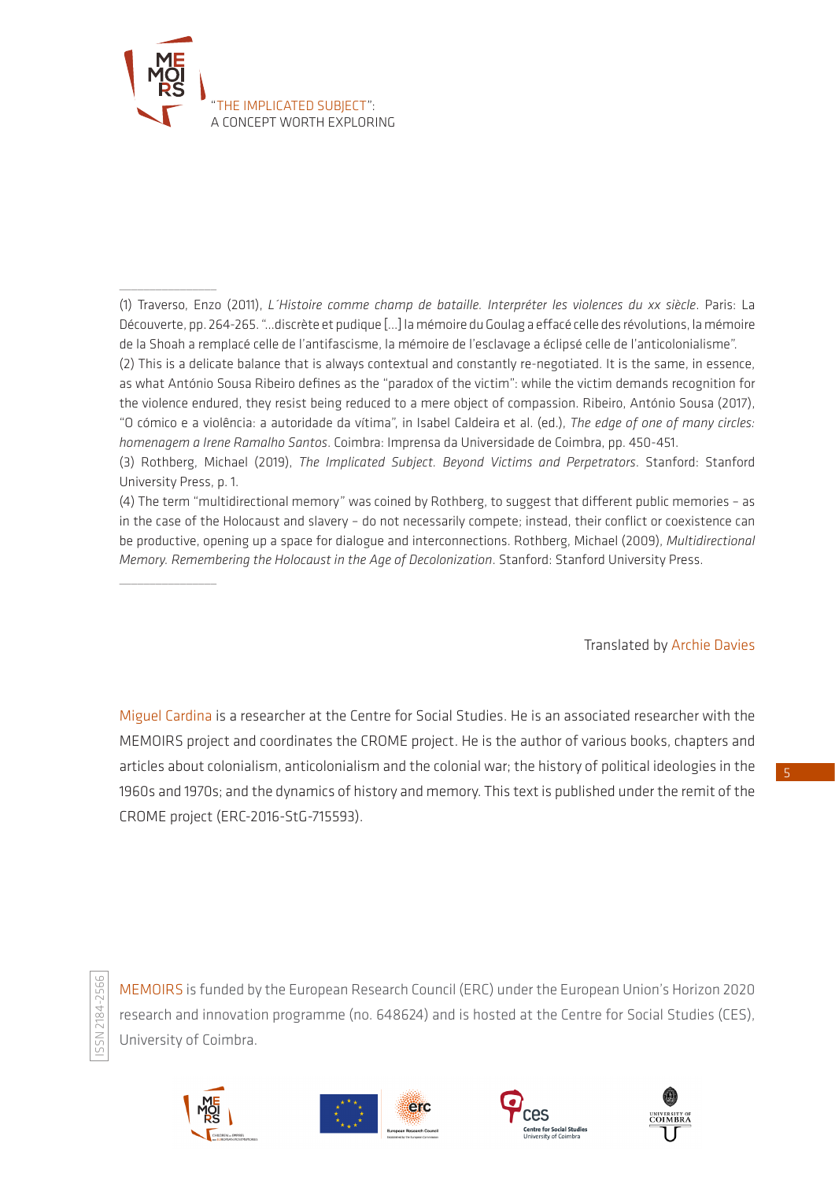(1) Traverso, Enzo (2011), *L´Histoire comme champ de bataille. Interpréter les violences du xx siècle*. Paris: La Découverte, pp. 264-265. "...discrète et pudique [...] la mémoire du Goulag a effacé celle des révolutions, la mémoire de la Shoah a remplacé celle de l'antifascisme, la mémoire de l'esclavage a éclipsé celle de l'anticolonialisme".

(2) This is a delicate balance that is always contextual and constantly re-negotiated. It is the same, in essence, as what António Sousa Ribeiro defines as the "paradox of the victim": while the victim demands recognition for the violence endured, they resist being reduced to a mere object of compassion. Ribeiro, António Sousa (2017), "O cómico e a violência: a autoridade da vítima", in Isabel Caldeira et al. (ed.), *The edge of one of many circles: homenagem a Irene Ramalho Santos*. Coimbra: Imprensa da Universidade de Coimbra, pp. 450-451.

(3) Rothberg, Michael (2019), *The Implicated Subject. Beyond Victims and Perpetrators*. Stanford: Stanford University Press, p. 1.

(4) The term "multidirectional memory" was coined by Rothberg, to suggest that different public memories – as in the case of the Holocaust and slavery – do not necessarily compete; instead, their conflict or coexistence can be productive, opening up a space for dialogue and interconnections. Rothberg, Michael (2009), *Multidirectional Memory. Remembering the Holocaust in the Age of Decolonization*. Stanford: Stanford University Press.

Translated by Archie Davies

Miguel Cardina is a researcher at the Centre for Social Studies. He is an associated researcher with the MEMOIRS project and coordinates the CROME project. He is the author of various books, chapters and articles about colonialism, anticolonialism and the colonial war; the history of political ideologies in the 1960s and 1970s; and the dynamics of history and memory. This text is published under the remit of the CROME project (ERC-2016-StG-715593).

MEMOIRS is funded by the European Research Council (ERC) under the European Union's Horizon 2020 research and innovation programme (no. 648624) and is hosted at the Centre for Social Studies (CES), University of Coimbra.

ISSN 2184-2566